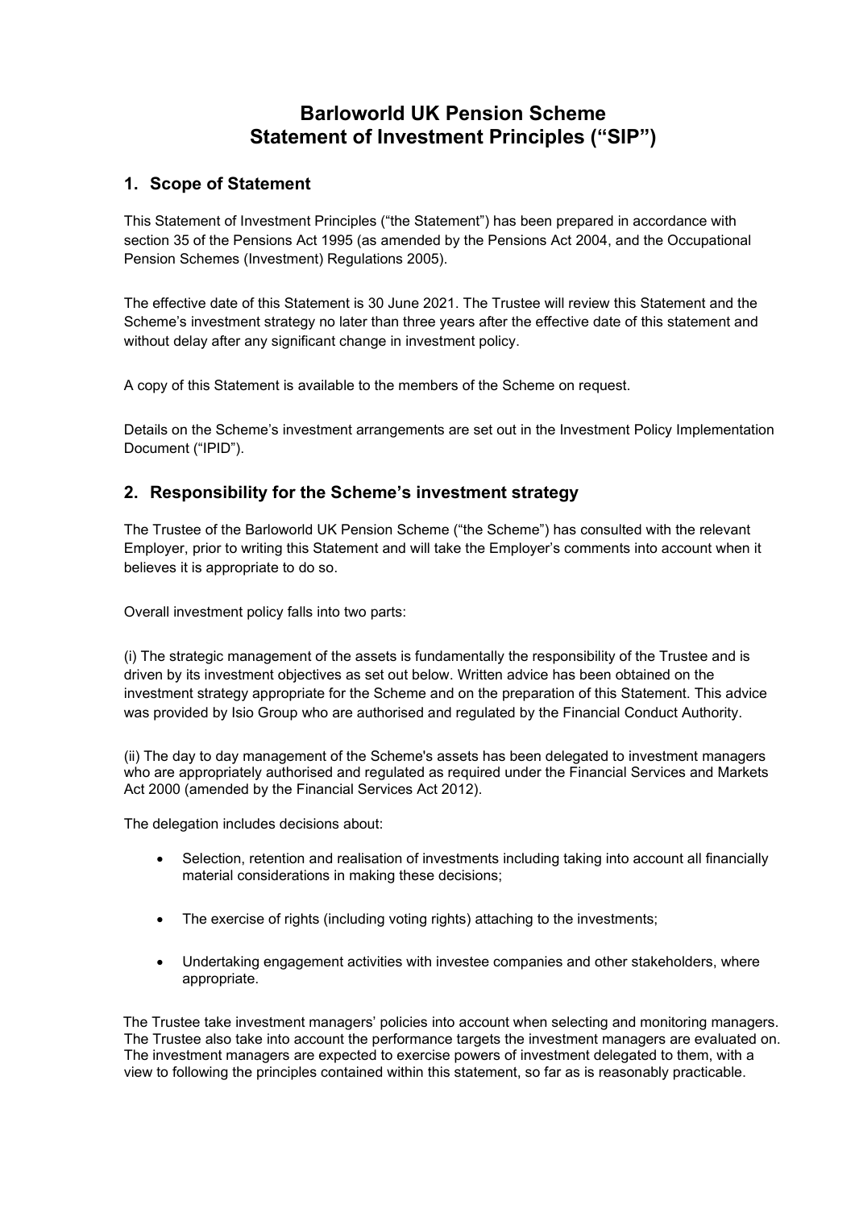# Barloworld UK Pension Scheme
# Statement of Investment Principles ("SIP")

## 1. Scope of Statement

This Statement of Investment Principles ("the Statement") has been prepared in accordance with section 35 of the Pensions Act 1995 (as amended by the Pensions Act 2004, and the Occupational Pension Schemes (Investment) Regulations 2005).

The effective date of this Statement is 30 June 2021. The Trustee will review this Statement and the Scheme's investment strategy no later than three years after the effective date of this statement and without delay after any significant change in investment policy.

A copy of this Statement is available to the members of the Scheme on request.

Details on the Scheme's investment arrangements are set out in the Investment Policy Implementation Document ("IPID").

## 2. Responsibility for the Scheme's investment strategy

The Trustee of the Barloworld UK Pension Scheme ("the Scheme") has consulted with the relevant Employer, prior to writing this Statement and will take the Employer's comments into account when it believes it is appropriate to do so.

Overall investment policy falls into two parts:

(i) The strategic management of the assets is fundamentally the responsibility of the Trustee and is driven by its investment objectives as set out below. Written advice has been obtained on the investment strategy appropriate for the Scheme and on the preparation of this Statement. This advice was provided by Isio Group who are authorised and regulated by the Financial Conduct Authority.

(ii) The day to day management of the Scheme's assets has been delegated to investment managers who are appropriately authorised and regulated as required under the Financial Services and Markets Act 2000 (amended by the Financial Services Act 2012).

The delegation includes decisions about:

- Selection, retention and realisation of investments including taking into account all financially material considerations in making these decisions;
- The exercise of rights (including voting rights) attaching to the investments;
- Undertaking engagement activities with investee companies and other stakeholders, where appropriate.

The Trustee take investment managers' policies into account when selecting and monitoring managers. The Trustee also take into account the performance targets the investment managers are evaluated on. The investment managers are expected to exercise powers of investment delegated to them, with a view to following the principles contained within this statement, so far as is reasonably practicable.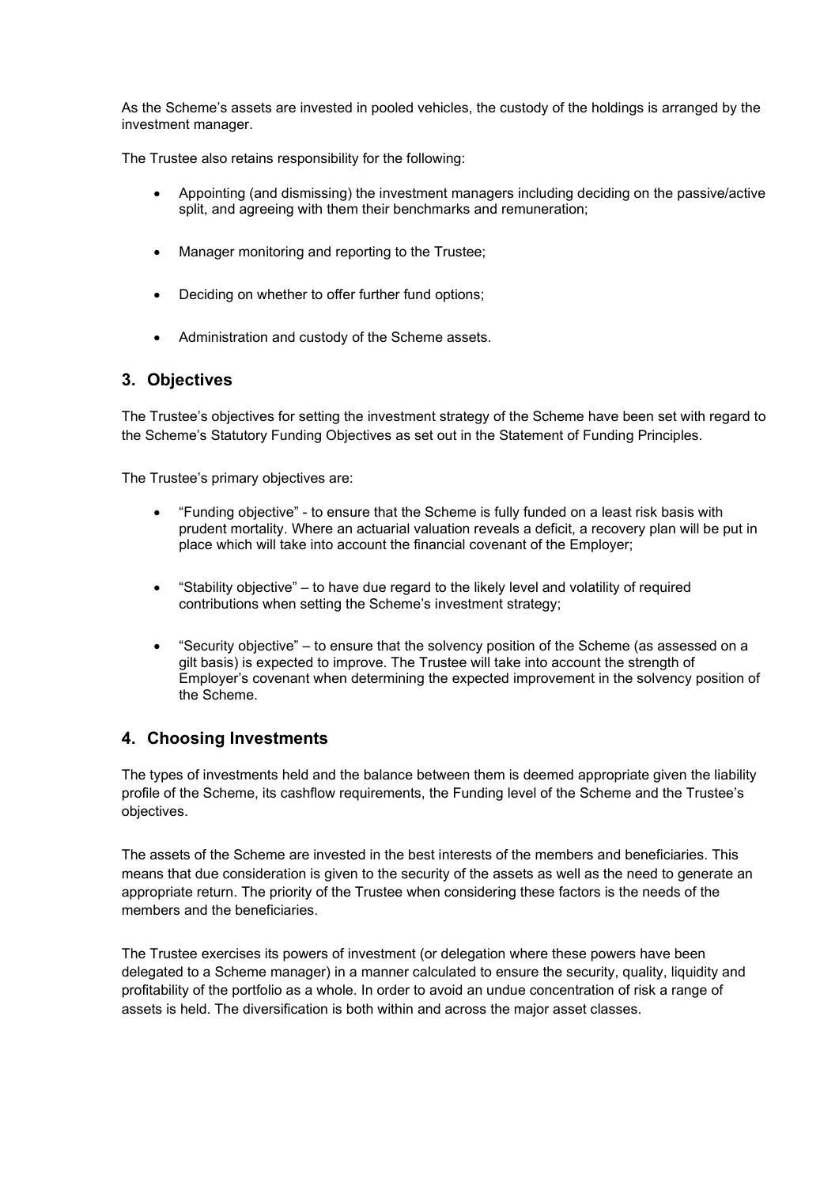As the Scheme's assets are invested in pooled vehicles, the custody of the holdings is arranged by the investment manager.

The Trustee also retains responsibility for the following:

- Appointing (and dismissing) the investment managers including deciding on the passive/active split, and agreeing with them their benchmarks and remuneration;
- Manager monitoring and reporting to the Trustee;
- Deciding on whether to offer further fund options;
- Administration and custody of the Scheme assets.

## 3. Objectives

The Trustee's objectives for setting the investment strategy of the Scheme have been set with regard to the Scheme's Statutory Funding Objectives as set out in the Statement of Funding Principles.

The Trustee's primary objectives are:

- "Funding objective" - to ensure that the Scheme is fully funded on a least risk basis with prudent mortality. Where an actuarial valuation reveals a deficit, a recovery plan will be put in place which will take into account the financial covenant of the Employer;
- "Stability objective" – to have due regard to the likely level and volatility of required contributions when setting the Scheme's investment strategy;
- "Security objective" – to ensure that the solvency position of the Scheme (as assessed on a gilt basis) is expected to improve. The Trustee will take into account the strength of Employer's covenant when determining the expected improvement in the solvency position of the Scheme.

## 4. Choosing Investments

The types of investments held and the balance between them is deemed appropriate given the liability profile of the Scheme, its cashflow requirements, the Funding level of the Scheme and the Trustee's objectives.

The assets of the Scheme are invested in the best interests of the members and beneficiaries. This means that due consideration is given to the security of the assets as well as the need to generate an appropriate return. The priority of the Trustee when considering these factors is the needs of the members and the beneficiaries.

The Trustee exercises its powers of investment (or delegation where these powers have been delegated to a Scheme manager) in a manner calculated to ensure the security, quality, liquidity and profitability of the portfolio as a whole. In order to avoid an undue concentration of risk a range of assets is held. The diversification is both within and across the major asset classes.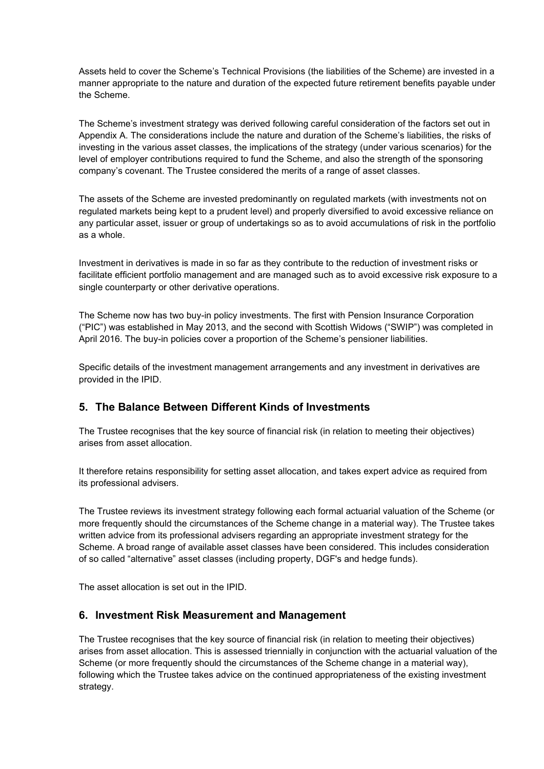Assets held to cover the Scheme's Technical Provisions (the liabilities of the Scheme) are invested in a manner appropriate to the nature and duration of the expected future retirement benefits payable under the Scheme.

The Scheme's investment strategy was derived following careful consideration of the factors set out in Appendix A. The considerations include the nature and duration of the Scheme's liabilities, the risks of investing in the various asset classes, the implications of the strategy (under various scenarios) for the level of employer contributions required to fund the Scheme, and also the strength of the sponsoring company's covenant. The Trustee considered the merits of a range of asset classes.

The assets of the Scheme are invested predominantly on regulated markets (with investments not on regulated markets being kept to a prudent level) and properly diversified to avoid excessive reliance on any particular asset, issuer or group of undertakings so as to avoid accumulations of risk in the portfolio as a whole.

Investment in derivatives is made in so far as they contribute to the reduction of investment risks or facilitate efficient portfolio management and are managed such as to avoid excessive risk exposure to a single counterparty or other derivative operations.

The Scheme now has two buy-in policy investments. The first with Pension Insurance Corporation ("PIC") was established in May 2013, and the second with Scottish Widows ("SWIP") was completed in April 2016. The buy-in policies cover a proportion of the Scheme's pensioner liabilities.

Specific details of the investment management arrangements and any investment in derivatives are provided in the IPID.

## 5. The Balance Between Different Kinds of Investments

The Trustee recognises that the key source of financial risk (in relation to meeting their objectives) arises from asset allocation.

It therefore retains responsibility for setting asset allocation, and takes expert advice as required from its professional advisers.

The Trustee reviews its investment strategy following each formal actuarial valuation of the Scheme (or more frequently should the circumstances of the Scheme change in a material way). The Trustee takes written advice from its professional advisers regarding an appropriate investment strategy for the Scheme. A broad range of available asset classes have been considered. This includes consideration of so called "alternative" asset classes (including property, DGF's and hedge funds).

The asset allocation is set out in the IPID.

## 6. Investment Risk Measurement and Management

The Trustee recognises that the key source of financial risk (in relation to meeting their objectives) arises from asset allocation. This is assessed triennially in conjunction with the actuarial valuation of the Scheme (or more frequently should the circumstances of the Scheme change in a material way), following which the Trustee takes advice on the continued appropriateness of the existing investment strategy.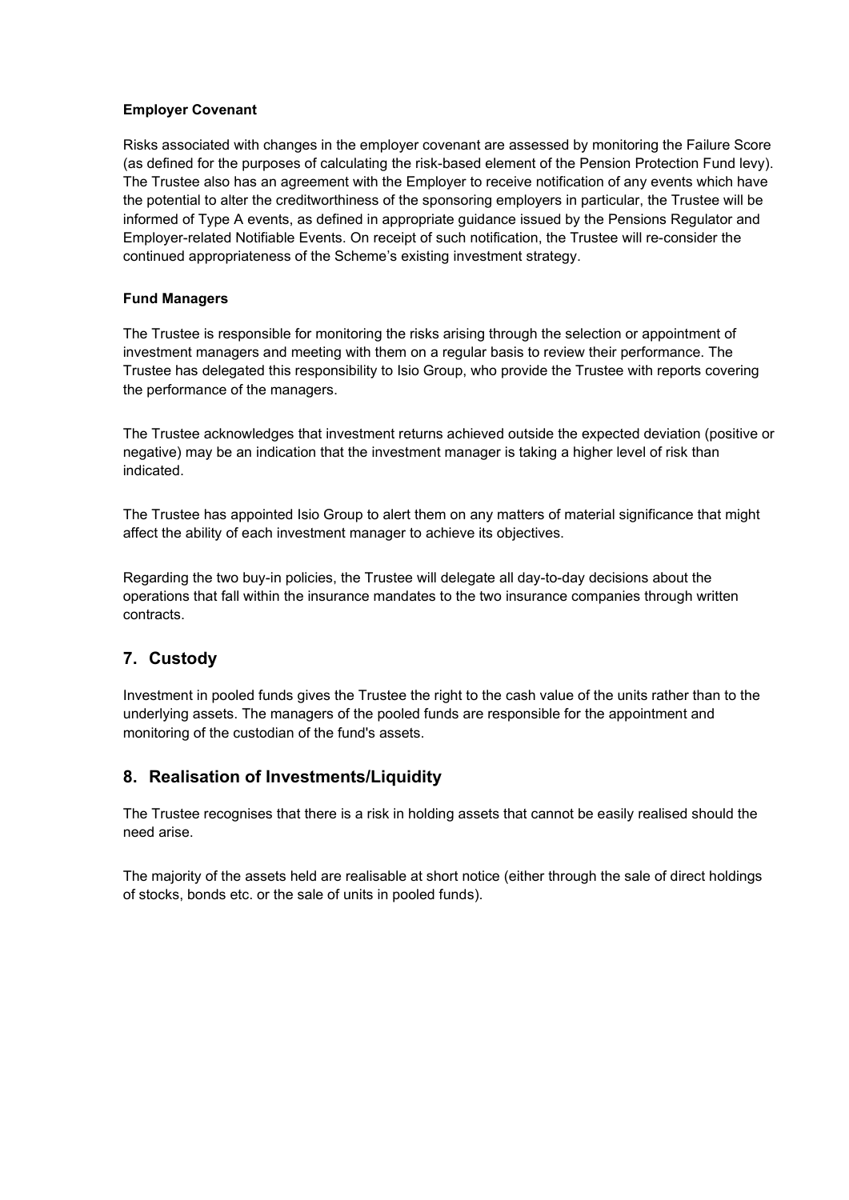**Employer Covenant**

Risks associated with changes in the employer covenant are assessed by monitoring the Failure Score (as defined for the purposes of calculating the risk-based element of the Pension Protection Fund levy). The Trustee also has an agreement with the Employer to receive notification of any events which have the potential to alter the creditworthiness of the sponsoring employers in particular, the Trustee will be informed of Type A events, as defined in appropriate guidance issued by the Pensions Regulator and Employer-related Notifiable Events. On receipt of such notification, the Trustee will re-consider the continued appropriateness of the Scheme's existing investment strategy.

**Fund Managers**

The Trustee is responsible for monitoring the risks arising through the selection or appointment of investment managers and meeting with them on a regular basis to review their performance. The Trustee has delegated this responsibility to Isio Group, who provide the Trustee with reports covering the performance of the managers.

The Trustee acknowledges that investment returns achieved outside the expected deviation (positive or negative) may be an indication that the investment manager is taking a higher level of risk than indicated.

The Trustee has appointed Isio Group to alert them on any matters of material significance that might affect the ability of each investment manager to achieve its objectives.

Regarding the two buy-in policies, the Trustee will delegate all day-to-day decisions about the operations that fall within the insurance mandates to the two insurance companies through written contracts.

## 7. Custody

Investment in pooled funds gives the Trustee the right to the cash value of the units rather than to the underlying assets. The managers of the pooled funds are responsible for the appointment and monitoring of the custodian of the fund's assets.

## 8. Realisation of Investments/Liquidity

The Trustee recognises that there is a risk in holding assets that cannot be easily realised should the need arise.

The majority of the assets held are realisable at short notice (either through the sale of direct holdings of stocks, bonds etc. or the sale of units in pooled funds).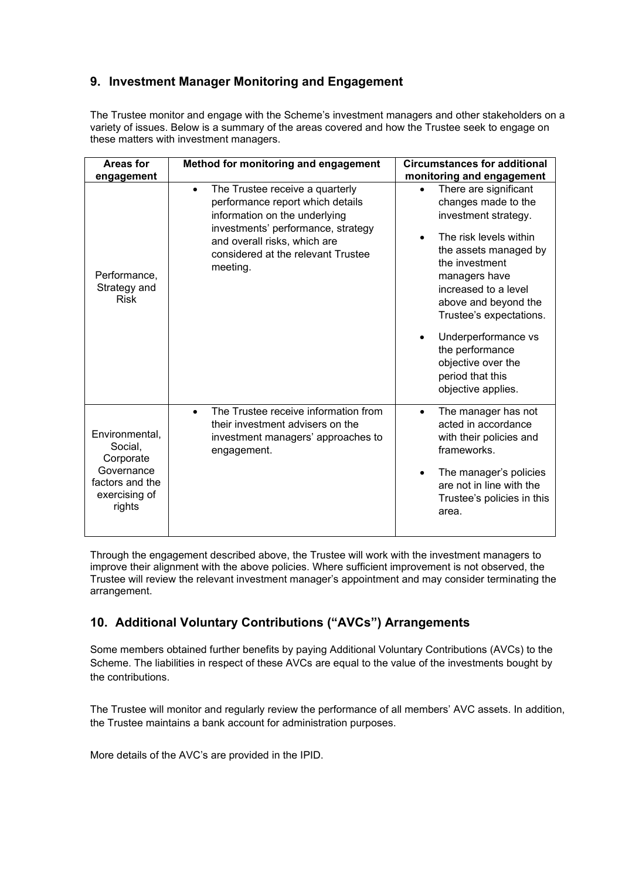## 9. Investment Manager Monitoring and Engagement

The Trustee monitor and engage with the Scheme's investment managers and other stakeholders on a variety of issues. Below is a summary of the areas covered and how the Trustee seek to engage on these matters with investment managers.

| Areas for engagement | Method for monitoring and engagement | Circumstances for additional monitoring and engagement |
|---|---|---|
| Performance, Strategy and Risk | • The Trustee receive a quarterly performance report which details information on the underlying investments' performance, strategy and overall risks, which are considered at the relevant Trustee meeting. | • There are significant changes made to the investment strategy.<br>• The risk levels within the assets managed by the investment managers have increased to a level above and beyond the Trustee's expectations.<br>• Underperformance vs the performance objective over the period that this objective applies. |
| Environmental, Social, Corporate Governance factors and the exercising of rights | • The Trustee receive information from their investment advisers on the investment managers' approaches to engagement. | • The manager has not acted in accordance with their policies and frameworks.<br>• The manager's policies are not in line with the Trustee's policies in this area. |

Through the engagement described above, the Trustee will work with the investment managers to improve their alignment with the above policies. Where sufficient improvement is not observed, the Trustee will review the relevant investment manager's appointment and may consider terminating the arrangement.

## 10. Additional Voluntary Contributions ("AVCs") Arrangements

Some members obtained further benefits by paying Additional Voluntary Contributions (AVCs) to the Scheme. The liabilities in respect of these AVCs are equal to the value of the investments bought by the contributions.

The Trustee will monitor and regularly review the performance of all members' AVC assets. In addition, the Trustee maintains a bank account for administration purposes.

More details of the AVC's are provided in the IPID.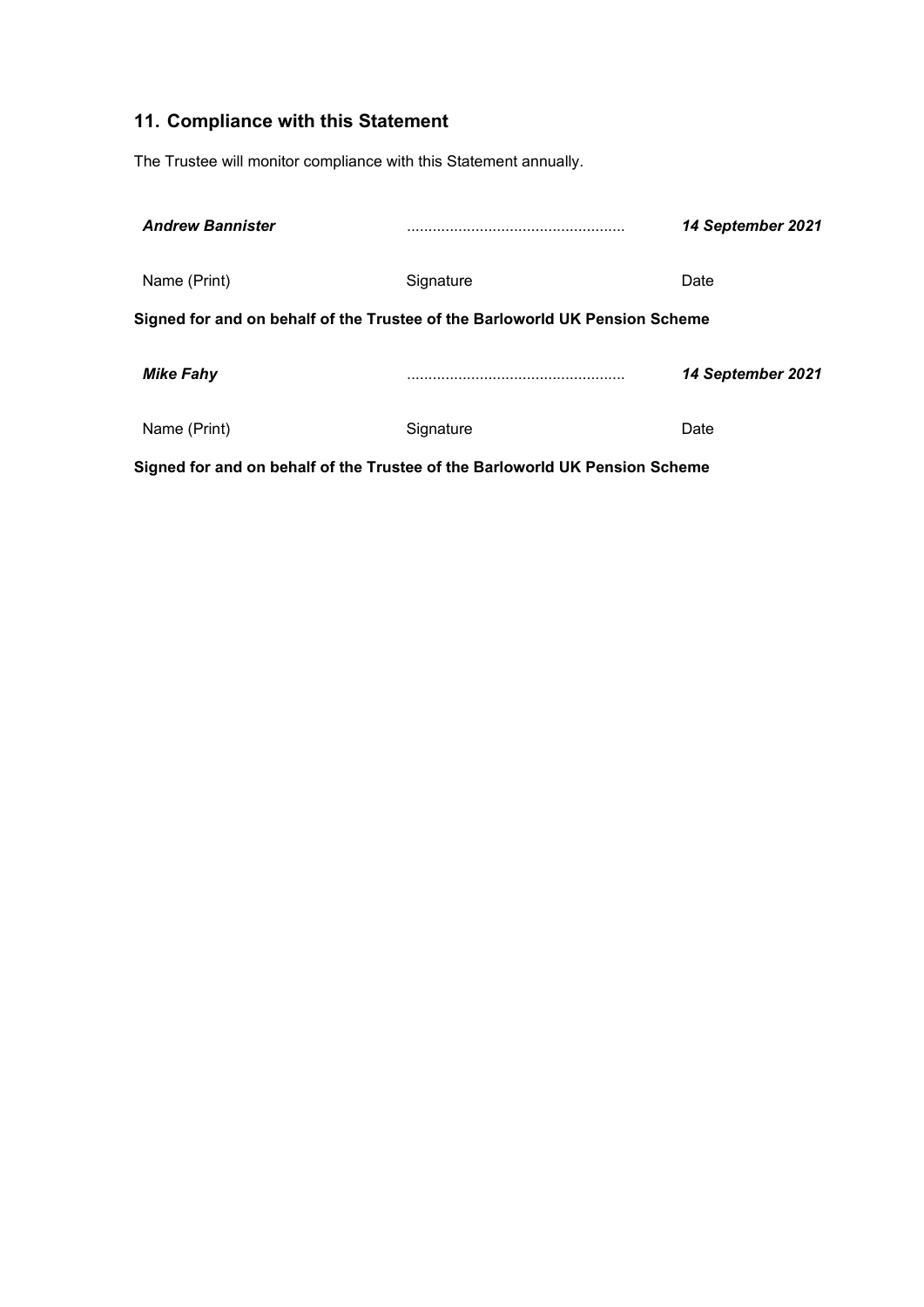## 11. Compliance with this Statement

The Trustee will monitor compliance with this Statement annually.

| ***Andrew Bannister*** | ................................................... | ***14 September 2021*** |
| --- | --- | --- |
| Name (Print) | Signature | Date |

**Signed for and on behalf of the Trustee of the Barloworld UK Pension Scheme**

| ***Mike Fahy*** | ................................................... | ***14 September 2021*** |
| --- | --- | --- |
| Name (Print) | Signature | Date |

**Signed for and on behalf of the Trustee of the Barloworld UK Pension Scheme**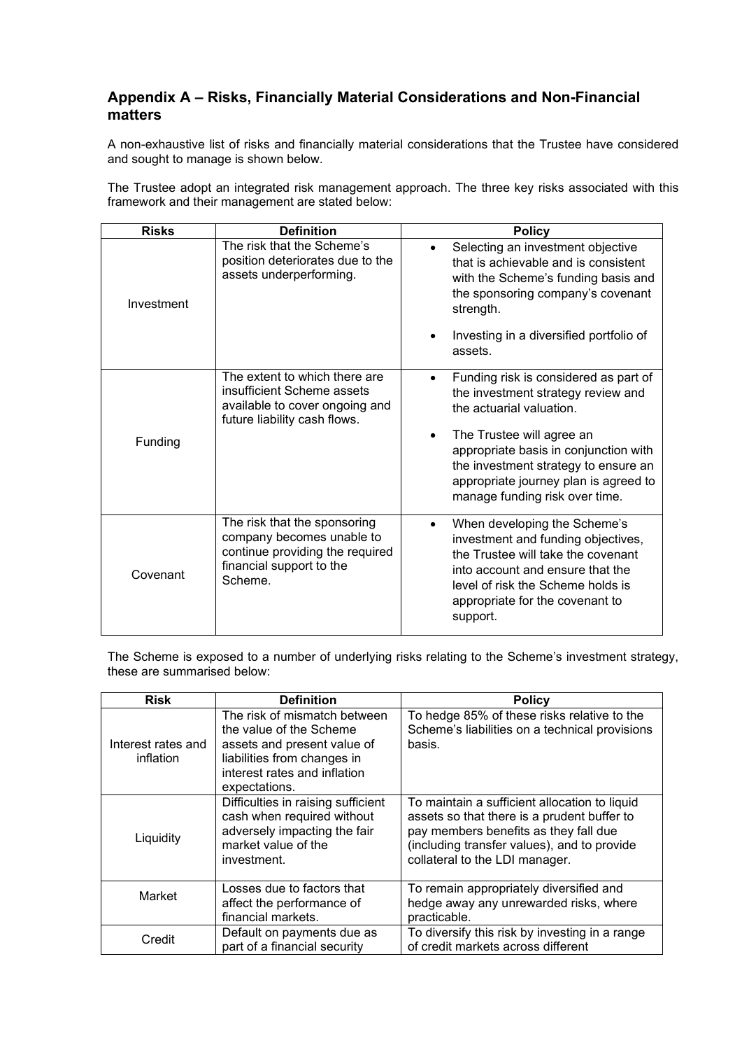## Appendix A – Risks, Financially Material Considerations and Non-Financial matters

A non-exhaustive list of risks and financially material considerations that the Trustee have considered and sought to manage is shown below.

The Trustee adopt an integrated risk management approach. The three key risks associated with this framework and their management are stated below:

| Risks | Definition | Policy |
|---|---|---|
| Investment | The risk that the Scheme's position deteriorates due to the assets underperforming. | • Selecting an investment objective that is achievable and is consistent with the Scheme's funding basis and the sponsoring company's covenant strength.<br>• Investing in a diversified portfolio of assets. |
| Funding | The extent to which there are insufficient Scheme assets available to cover ongoing and future liability cash flows. | • Funding risk is considered as part of the investment strategy review and the actuarial valuation.<br>• The Trustee will agree an appropriate basis in conjunction with the investment strategy to ensure an appropriate journey plan is agreed to manage funding risk over time. |
| Covenant | The risk that the sponsoring company becomes unable to continue providing the required financial support to the Scheme. | • When developing the Scheme's investment and funding objectives, the Trustee will take the covenant into account and ensure that the level of risk the Scheme holds is appropriate for the covenant to support. |

The Scheme is exposed to a number of underlying risks relating to the Scheme's investment strategy, these are summarised below:

| Risk | Definition | Policy |
|---|---|---|
| Interest rates and inflation | The risk of mismatch between the value of the Scheme assets and present value of liabilities from changes in interest rates and inflation expectations. | To hedge 85% of these risks relative to the Scheme's liabilities on a technical provisions basis. |
| Liquidity | Difficulties in raising sufficient cash when required without adversely impacting the fair market value of the investment. | To maintain a sufficient allocation to liquid assets so that there is a prudent buffer to pay members benefits as they fall due (including transfer values), and to provide collateral to the LDI manager. |
| Market | Losses due to factors that affect the performance of financial markets. | To remain appropriately diversified and hedge away any unrewarded risks, where practicable. |
| Credit | Default on payments due as part of a financial security | To diversify this risk by investing in a range of credit markets across different |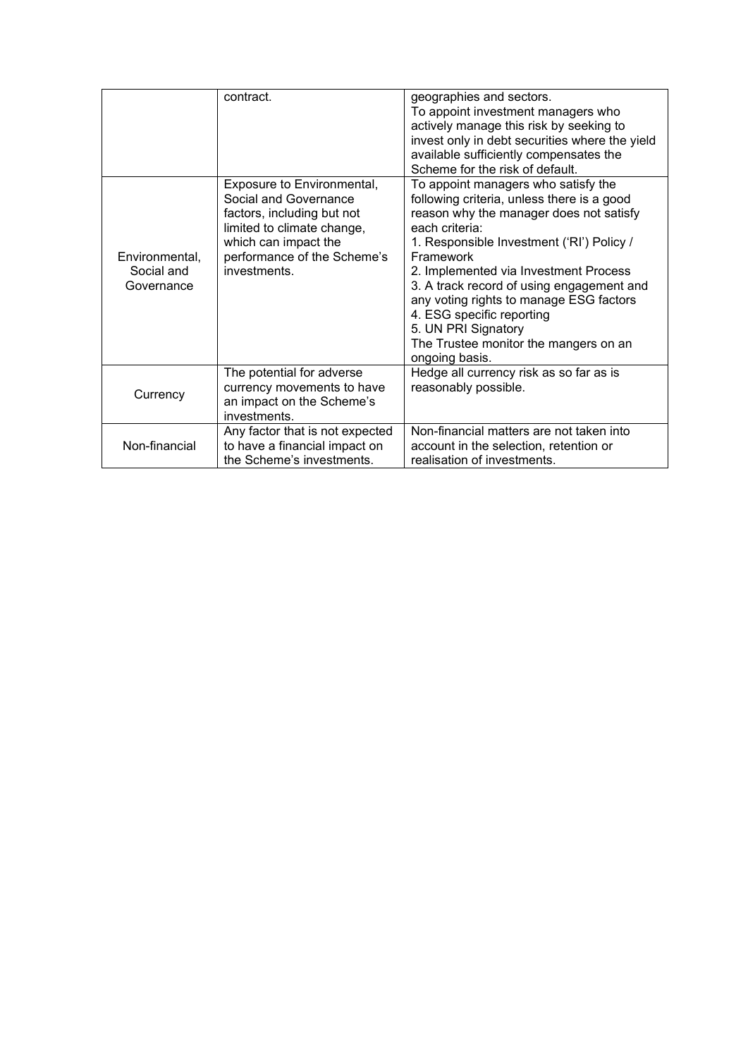| | | |
|---|---|---|
| | contract. | geographies and sectors.<br>To appoint investment managers who actively manage this risk by seeking to invest only in debt securities where the yield available sufficiently compensates the Scheme for the risk of default. |
| Environmental, Social and Governance | Exposure to Environmental, Social and Governance factors, including but not limited to climate change, which can impact the performance of the Scheme's investments. | To appoint managers who satisfy the following criteria, unless there is a good reason why the manager does not satisfy each criteria:<br>1. Responsible Investment ('RI') Policy / Framework<br>2. Implemented via Investment Process<br>3. A track record of using engagement and any voting rights to manage ESG factors<br>4. ESG specific reporting<br>5. UN PRI Signatory<br>The Trustee monitor the mangers on an ongoing basis. |
| Currency | The potential for adverse currency movements to have an impact on the Scheme's investments. | Hedge all currency risk as so far as is reasonably possible. |
| Non-financial | Any factor that is not expected to have a financial impact on the Scheme's investments. | Non-financial matters are not taken into account in the selection, retention or realisation of investments. |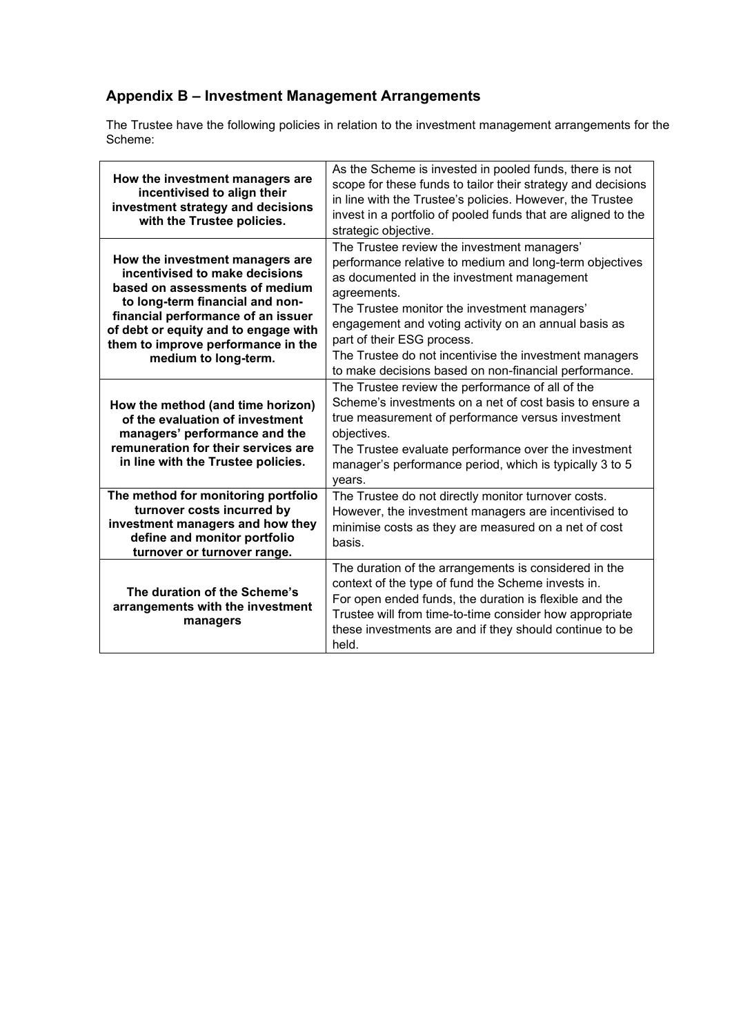## Appendix B – Investment Management Arrangements

The Trustee have the following policies in relation to the investment management arrangements for the Scheme:

| | |
|---|---|
| **How the investment managers are incentivised to align their investment strategy and decisions with the Trustee policies.** | As the Scheme is invested in pooled funds, there is not scope for these funds to tailor their strategy and decisions in line with the Trustee's policies. However, the Trustee invest in a portfolio of pooled funds that are aligned to the strategic objective. |
| **How the investment managers are incentivised to make decisions based on assessments of medium to long-term financial and non-financial performance of an issuer of debt or equity and to engage with them to improve performance in the medium to long-term.** | The Trustee review the investment managers' performance relative to medium and long-term objectives as documented in the investment management agreements.<br>The Trustee monitor the investment managers' engagement and voting activity on an annual basis as part of their ESG process.<br>The Trustee do not incentivise the investment managers to make decisions based on non-financial performance. |
| **How the method (and time horizon) of the evaluation of investment managers' performance and the remuneration for their services are in line with the Trustee policies.** | The Trustee review the performance of all of the Scheme's investments on a net of cost basis to ensure a true measurement of performance versus investment objectives.<br>The Trustee evaluate performance over the investment manager's performance period, which is typically 3 to 5 years. |
| **The method for monitoring portfolio turnover costs incurred by investment managers and how they define and monitor portfolio turnover or turnover range.** | The Trustee do not directly monitor turnover costs. However, the investment managers are incentivised to minimise costs as they are measured on a net of cost basis. |
| **The duration of the Scheme's arrangements with the investment managers** | The duration of the arrangements is considered in the context of the type of fund the Scheme invests in.<br>For open ended funds, the duration is flexible and the Trustee will from time-to-time consider how appropriate these investments are and if they should continue to be held. |